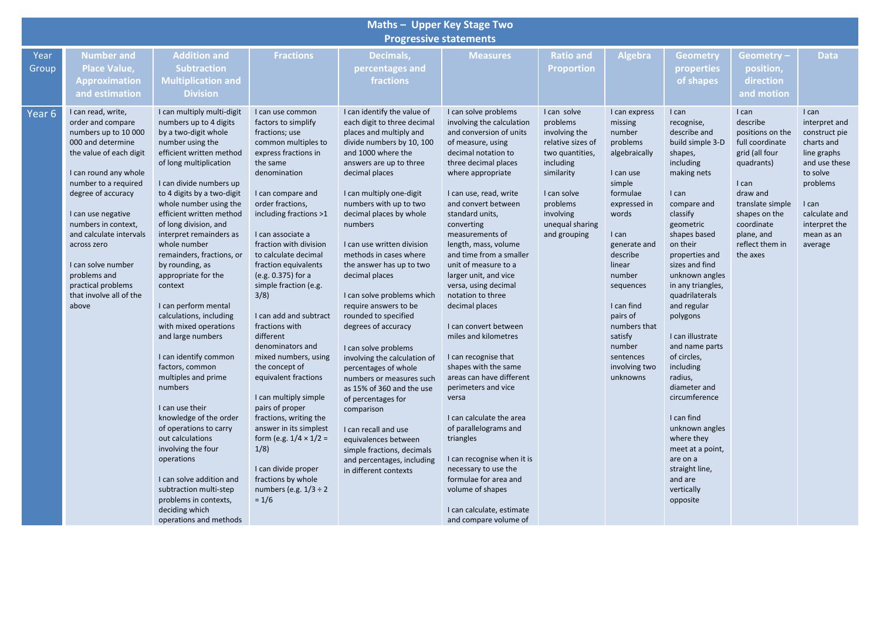# Maths – Upper Key Stage Two
## Progressive statements

| Year Group | Number and Place Value, Approximation and estimation | Addition and Subtraction Multiplication and Division | Fractions | Decimals, percentages and fractions | Measures | Ratio and Proportion | Algebra | Geometry properties of shapes | Geometry – position, direction and motion | Data |
|---|---|---|---|---|---|---|---|---|---|---|
| Year 6 | I can read, write, order and compare numbers up to 10 000 000 and determine the value of each digit<br><br>I can round any whole number to a required degree of accuracy<br><br>I can use negative numbers in context, and calculate intervals across zero<br><br>I can solve number problems and practical problems that involve all of the above | I can multiply multi-digit numbers up to 4 digits by a two-digit whole number using the efficient written method of long multiplication<br><br>I can divide numbers up to 4 digits by a two-digit whole number using the efficient written method of long division, and interpret remainders as whole number remainders, fractions, or by rounding, as appropriate for the context<br><br>I can perform mental calculations, including with mixed operations and large numbers<br><br>I can identify common factors, common multiples and prime numbers<br><br>I can use their knowledge of the order of operations to carry out calculations involving the four operations<br><br>I can solve addition and subtraction multi-step problems in contexts, deciding which operations and methods | I can use common factors to simplify fractions; use common multiples to express fractions in the same denomination<br><br>I can compare and order fractions, including fractions >1<br><br>I can associate a fraction with division to calculate decimal fraction equivalents (e.g. 0.375) for a simple fraction (e.g. 3/8)<br><br>I can add and subtract fractions with different denominators and mixed numbers, using the concept of equivalent fractions<br><br>I can multiply simple pairs of proper fractions, writing the answer in its simplest form (e.g. 1/4 × 1/2 = 1/8)<br><br>I can divide proper fractions by whole numbers (e.g. 1/3 ÷ 2 = 1/6 | I can identify the value of each digit to three decimal places and multiply and divide numbers by 10, 100 and 1000 where the answers are up to three decimal places<br><br>I can multiply one-digit numbers with up to two decimal places by whole numbers<br><br>I can use written division methods in cases where the answer has up to two decimal places<br><br>I can solve problems which require answers to be rounded to specified degrees of accuracy<br><br>I can solve problems involving the calculation of percentages of whole numbers or measures such as 15% of 360 and the use of percentages for comparison<br><br>I can recall and use equivalences between simple fractions, decimals and percentages, including in different contexts | I can solve problems involving the calculation and conversion of units of measure, using decimal notation to three decimal places where appropriate<br><br>I can use, read, write and convert between standard units, converting measurements of length, mass, volume and time from a smaller unit of measure to a larger unit, and vice versa, using decimal notation to three decimal places<br><br>I can convert between miles and kilometres<br><br>I can recognise that shapes with the same areas can have different perimeters and vice versa<br><br>I can calculate the area of parallelograms and triangles<br><br>I can recognise when it is necessary to use the formulae for area and volume of shapes<br><br>I can calculate, estimate and compare volume of | I can solve problems involving the relative sizes of two quantities, including similarity<br><br>I can solve problems involving unequal sharing and grouping | I can express missing number problems algebraically<br><br>I can use simple formulae expressed in words<br><br>I can generate and describe linear number sequences<br><br>I can find pairs of numbers that satisfy number sentences involving two unknowns | I can recognise, describe and build simple 3-D shapes, including making nets<br><br>I can compare and classify geometric shapes based on their properties and sizes and find unknown angles in any triangles, quadrilaterals and regular polygons<br><br>I can illustrate and name parts of circles, including radius, diameter and circumference<br><br>I can find unknown angles where they meet at a point, are on a straight line, and are vertically opposite | I can describe positions on the full coordinate grid (all four quadrants)<br><br>I can draw and translate simple shapes on the coordinate plane, and reflect them in the axes | I can interpret and construct pie charts and line graphs and use these to solve problems<br><br>I can calculate and interpret the mean as an average |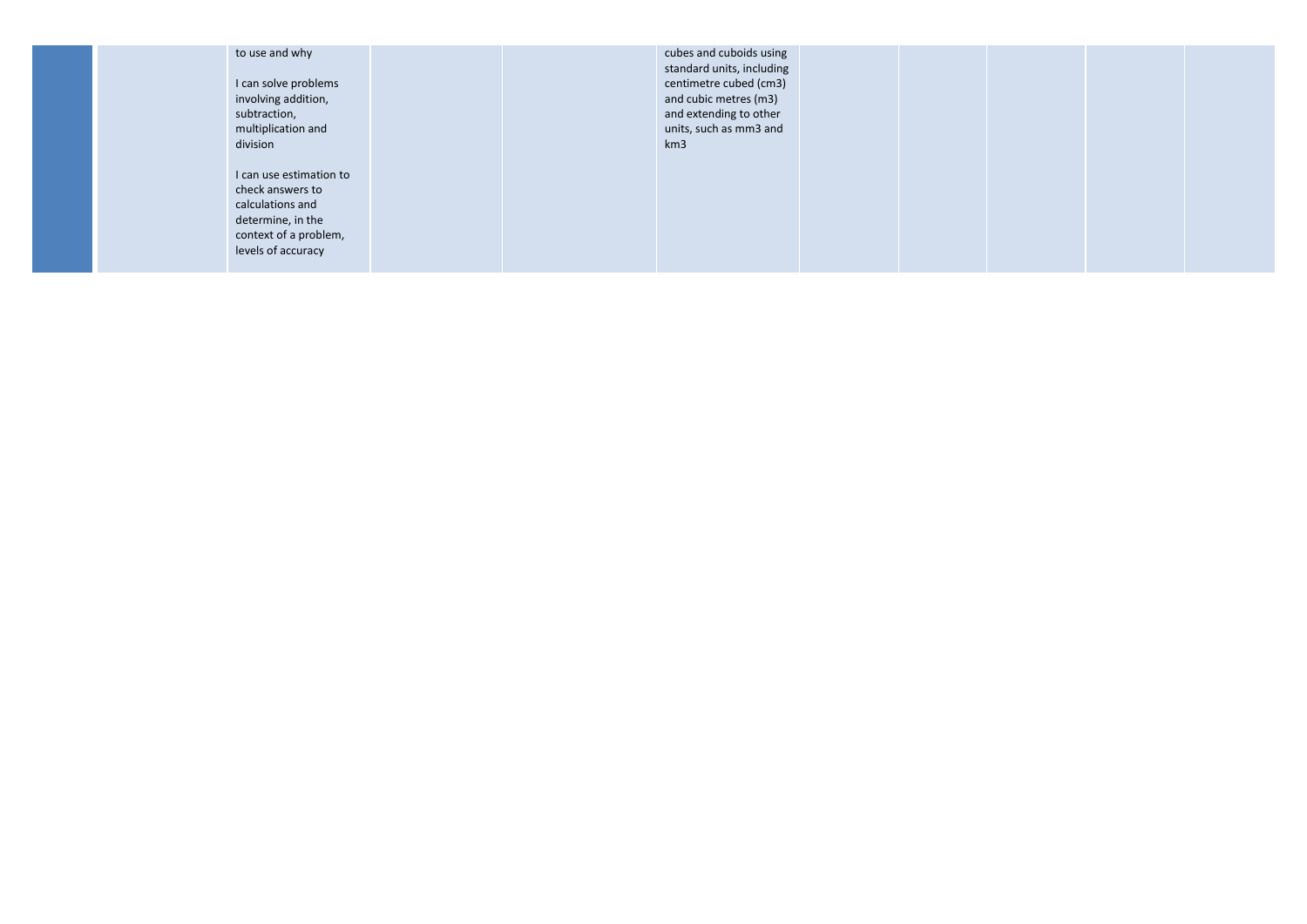| | | | | | | | | | | |
|---|---|---|---|---|---|---|---|---|---|---|
| | | to use and why<br><br>I can solve problems involving addition, subtraction, multiplication and division<br><br>I can use estimation to check answers to calculations and determine, in the context of a problem, levels of accuracy | | | cubes and cuboids using standard units, including centimetre cubed (cm3) and cubic metres (m3) and extending to other units, such as mm3 and km3 | | | | | |